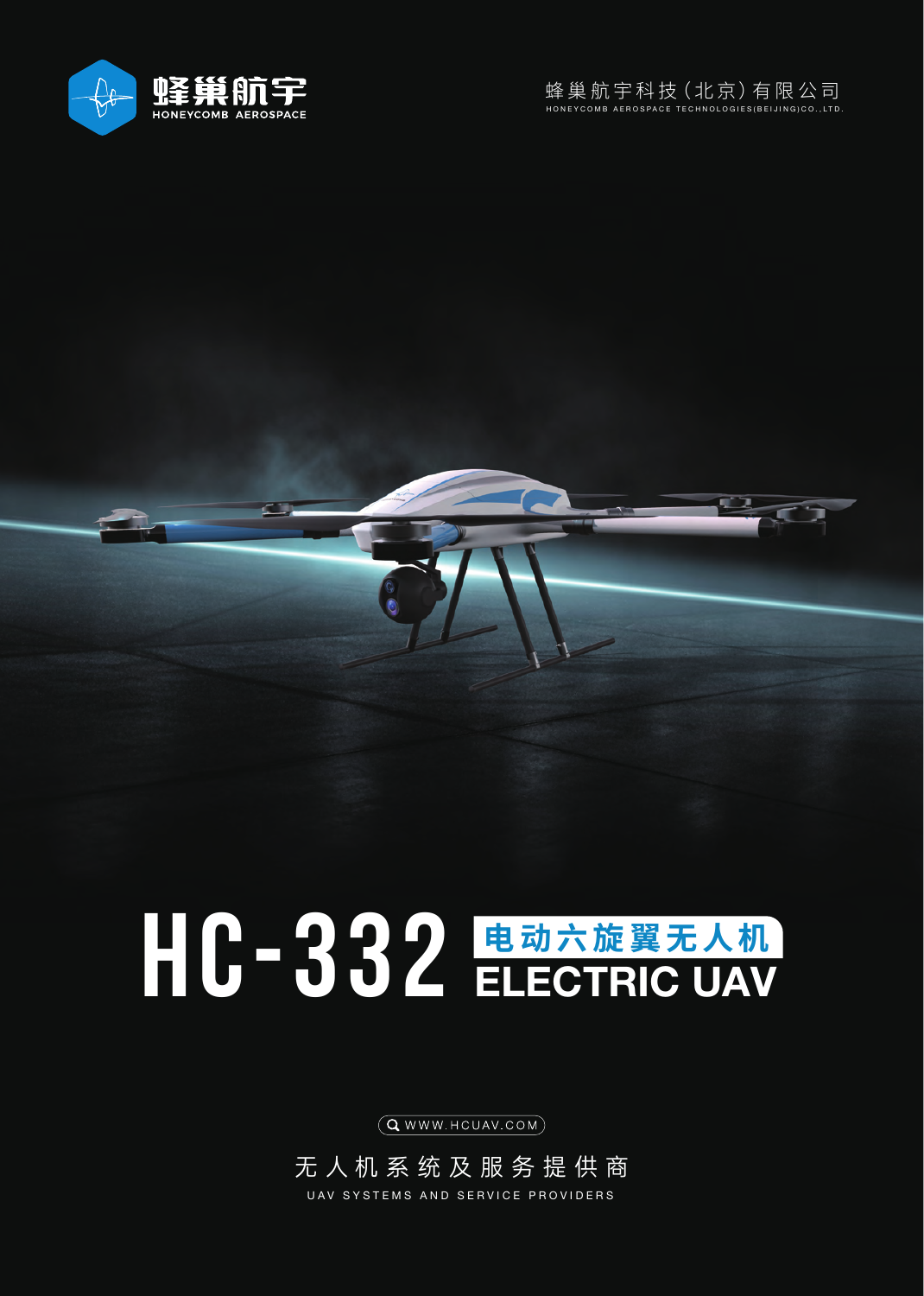蜂巢航宇
HONEYCOMB AEROSPACE

蜂巢航宇科技（北京）有限公司
HONEYCOMB AEROSPACE TECHNOLOGIES(BEIJING)CO.,LTD.

# HC-332 电动六旋翼无人机 ELECTRIC UAV

WWW.HCUAV.COM

无人机系统及服务提供商

UAV SYSTEMS AND SERVICE PROVIDERS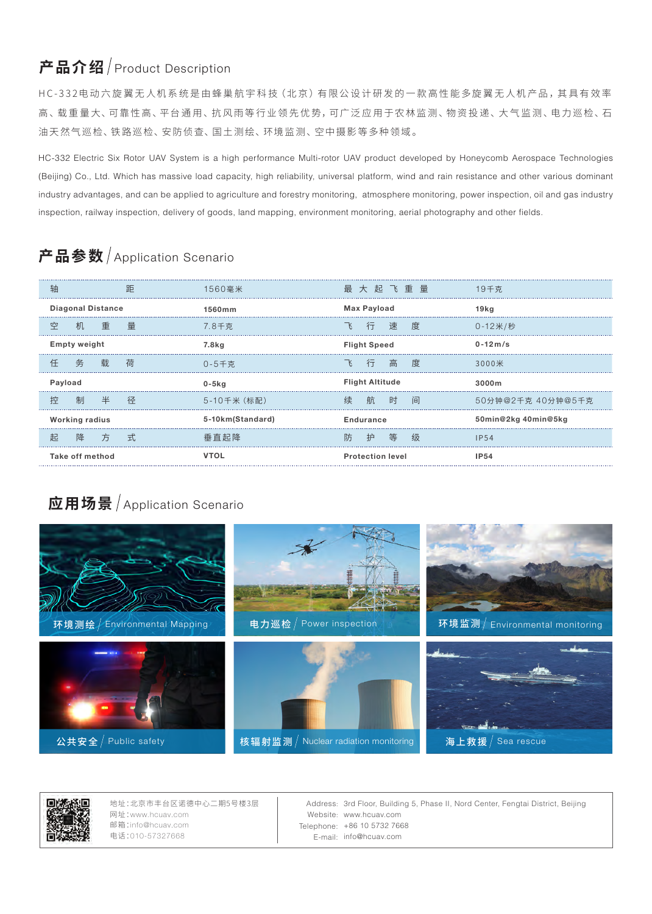## 产品介绍 / Product Description

HC-332电动六旋翼无人机系统是由蜂巢航宇科技（北京）有限公司设计研发的一款高性能多旋翼无人机产品，其具有效率高、载重量大、可靠性高、平台通用、抗风雨等行业领先优势，可广泛应用于农林监测、物资投递、大气监测、电力巡检、石油天然气巡检、铁路巡检、安防侦查、国土测绘、环境监测、空中摄影等多种领域。

HC-332 Electric Six Rotor UAV System is a high performance Multi-rotor UAV product developed by Honeycomb Aerospace Technologies (Beijing) Co., Ltd. Which has massive load capacity, high reliability, universal platform, wind and rain resistance and other various dominant industry advantages, and can be applied to agriculture and forestry monitoring, atmosphere monitoring, power inspection, oil and gas industry inspection, railway inspection, delivery of goods, land mapping, environment monitoring, aerial photography and other fields.

## 产品参数 / Application Scenario

| | | | |
|---|---|---|---|
| 轴距 | 1560毫米 | 最大起飞重量 | 19千克 |
| **Diagonal Distance** | **1560mm** | **Max Payload** | **19kg** |
| 空机重量 | 7.8千克 | 飞行速度 | 0-12米/秒 |
| **Empty weight** | **7.8kg** | **Flight Speed** | **0-12m/s** |
| 任务载荷 | 0-5千克 | 飞行高度 | 3000米 |
| **Payload** | **0-5kg** | **Flight Altitude** | **3000m** |
| 控制半径 | 5-10千米（标配） | 续航时间 | 50分钟@2千克 40分钟@5千克 |
| **Working radius** | **5-10km(Standard)** | **Endurance** | **50min@2kg 40min@5kg** |
| 起降方式 | 垂直起降 | 防护等级 | IP54 |
| **Take off method** | **VTOL** | **Protection level** | **IP54** |

## 应用场景 / Application Scenario

环境测绘 / Environmental Mapping

电力巡检 / Power inspection

环境监测 / Environmental monitoring

公共安全 / Public safety

核辐射监测 / Nuclear radiation monitoring

海上救援 / Sea rescue

地址：北京市丰台区诺德中心二期5号楼3层
网址：www.hcuav.com
邮箱：info@hcuav.com
电话：010-57327668

Address: 3rd Floor, Building 5, Phase II, Nord Center, Fengtai District, Beijing
Website: www.hcuav.com
Telephone: +86 10 5732 7668
E-mail: info@hcuav.com